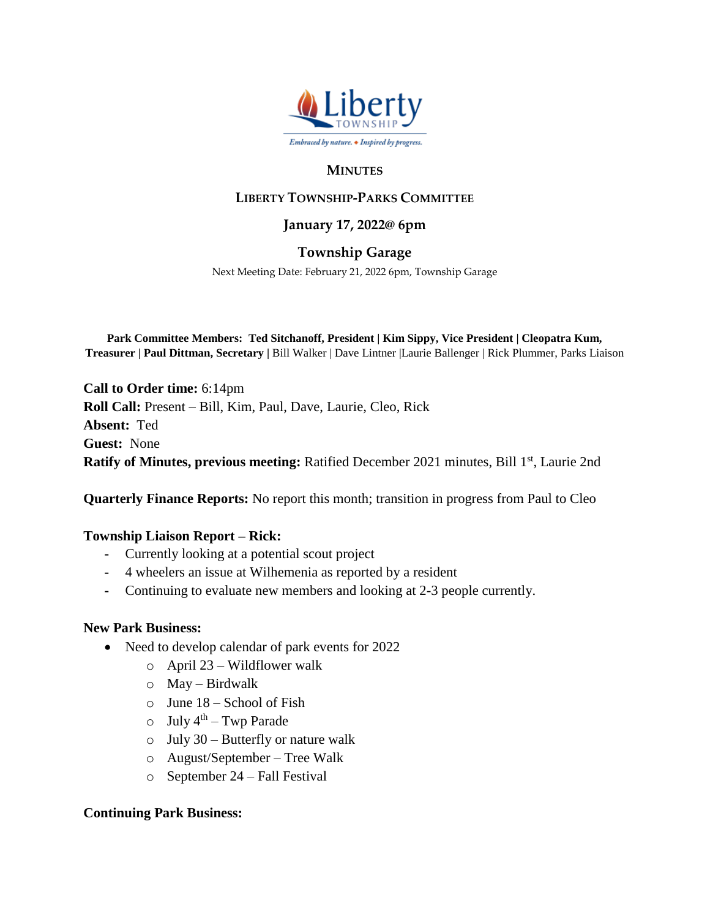Liberty TOWNSHIP

*Embraced by nature. ♦ Inspired by progress.*

# MINUTES

## LIBERTY TOWNSHIP-PARKS COMMITTEE

### January 17, 2022@ 6pm

### Township Garage

Next Meeting Date: February 21, 2022 6pm, Township Garage

**Park Committee Members: Ted Sitchanoff, President | Kim Sippy, Vice President | Cleopatra Kum, Treasurer | Paul Dittman, Secretary |** Bill Walker | Dave Lintner |Laurie Ballenger | Rick Plummer, Parks Liaison

**Call to Order time:** 6:14pm
**Roll Call:** Present – Bill, Kim, Paul, Dave, Laurie, Cleo, Rick
**Absent:** Ted
**Guest:** None
**Ratify of Minutes, previous meeting:** Ratified December 2021 minutes, Bill 1st, Laurie 2nd

**Quarterly Finance Reports:** No report this month; transition in progress from Paul to Cleo

**Township Liaison Report – Rick:**

- Currently looking at a potential scout project
- 4 wheelers an issue at Wilhemenia as reported by a resident
- Continuing to evaluate new members and looking at 2-3 people currently.

**New Park Business:**

- Need to develop calendar of park events for 2022
    - April 23 – Wildflower walk
    - May – Birdwalk
    - June 18 – School of Fish
    - July 4th – Twp Parade
    - July 30 – Butterfly or nature walk
    - August/September – Tree Walk
    - September 24 – Fall Festival

**Continuing Park Business:**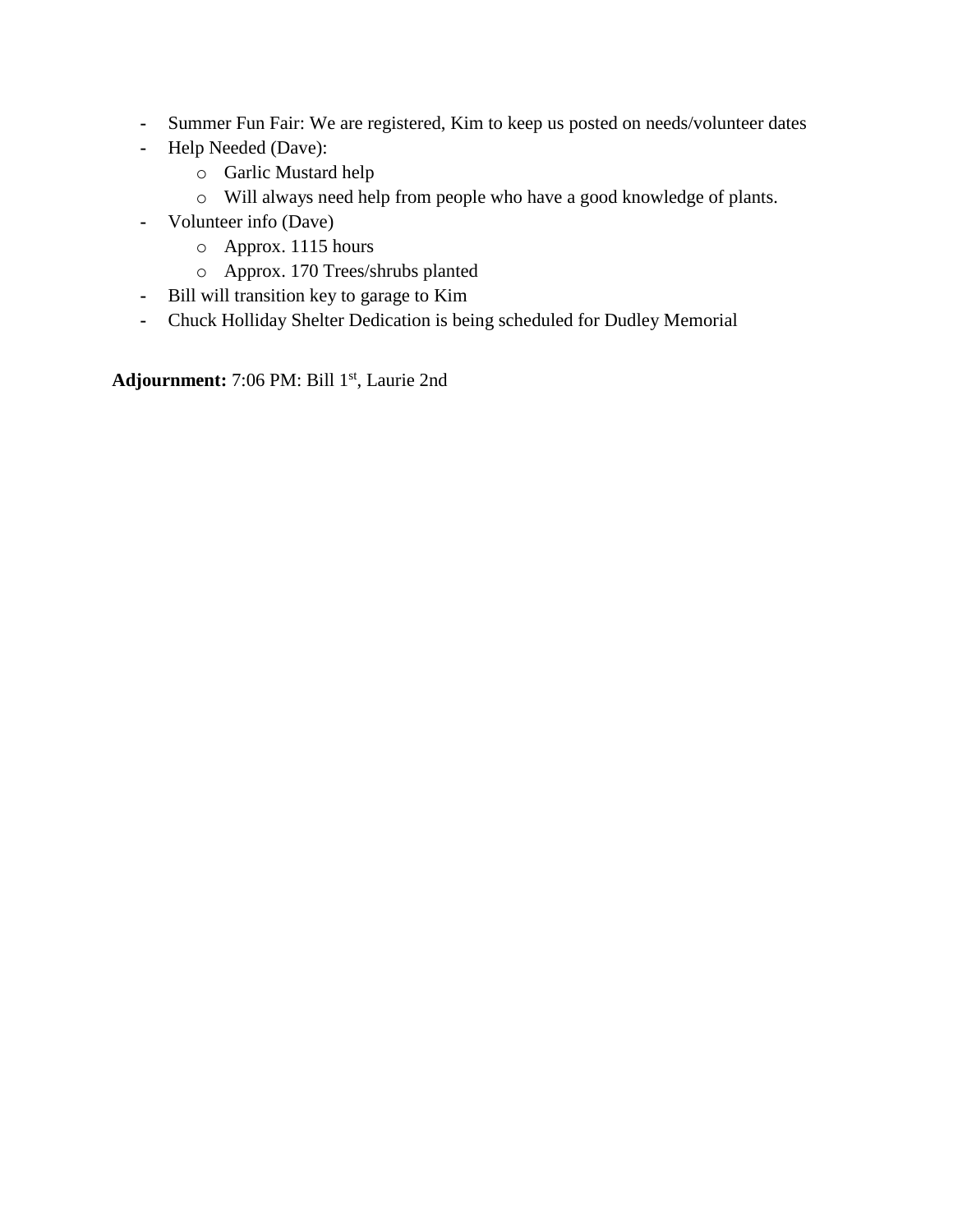- Summer Fun Fair: We are registered, Kim to keep us posted on needs/volunteer dates
- Help Needed (Dave):
  - Garlic Mustard help
  - Will always need help from people who have a good knowledge of plants.
- Volunteer info (Dave)
  - Approx. 1115 hours
  - Approx. 170 Trees/shrubs planted
- Bill will transition key to garage to Kim
- Chuck Holliday Shelter Dedication is being scheduled for Dudley Memorial

**Adjournment:** 7:06 PM: Bill 1st, Laurie 2nd